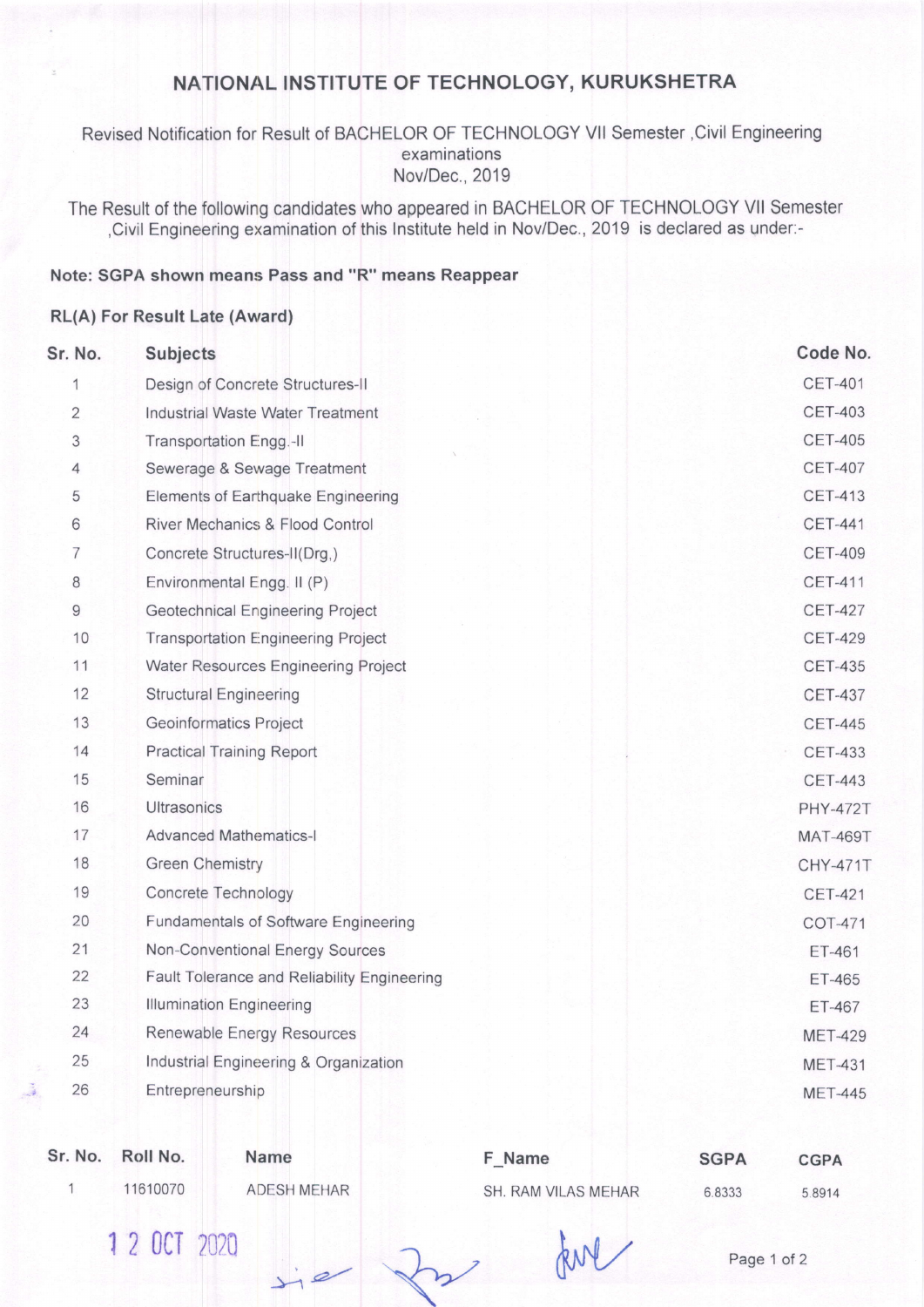# NATIONAL INSTITUTE OF TECHNOLOGY, KURUKSHETRA

Revised Notification for Result of BACHELOR OF TECHNOLOGY VII Semester ,Civil Engineering examinations
Nov/Dec., 2019

The Result of the following candidates who appeared in BACHELOR OF TECHNOLOGY VII Semester ,Civil Engineering examination of this Institute held in Nov/Dec., 2019 is declared as under:-

**Note: SGPA shown means Pass and "R" means Reappear**

**RL(A) For Result Late (Award)**

| Sr. No. | Subjects | Code No. |
|---|---|---|
| 1 | Design of Concrete Structures-II | CET-401 |
| 2 | Industrial Waste Water Treatment | CET-403 |
| 3 | Transportation Engg.-II | CET-405 |
| 4 | Sewerage & Sewage Treatment | CET-407 |
| 5 | Elements of Earthquake Engineering | CET-413 |
| 6 | River Mechanics & Flood Control | CET-441 |
| 7 | Concrete Structures-II(Drg.) | CET-409 |
| 8 | Environmental Engg. II (P) | CET-411 |
| 9 | Geotechnical Engineering Project | CET-427 |
| 10 | Transportation Engineering Project | CET-429 |
| 11 | Water Resources Engineering Project | CET-435 |
| 12 | Structural Engineering | CET-437 |
| 13 | Geoinformatics Project | CET-445 |
| 14 | Practical Training Report | CET-433 |
| 15 | Seminar | CET-443 |
| 16 | Ultrasonics | PHY-472T |
| 17 | Advanced Mathematics-I | MAT-469T |
| 18 | Green Chemistry | CHY-471T |
| 19 | Concrete Technology | CET-421 |
| 20 | Fundamentals of Software Engineering | COT-471 |
| 21 | Non-Conventional Energy Sources | ET-461 |
| 22 | Fault Tolerance and Reliability Engineering | ET-465 |
| 23 | Illumination Engineering | ET-467 |
| 24 | Renewable Energy Resources | MET-429 |
| 25 | Industrial Engineering & Organization | MET-431 |
| 26 | Entrepreneurship | MET-445 |

| Sr. No. | Roll No. | Name | F_Name | SGPA | CGPA |
|---|---|---|---|---|---|
| 1 | 11610070 | ADESH MEHAR | SH. RAM VILAS MEHAR | 6.8333 | 5.8914 |

12 OCT 2020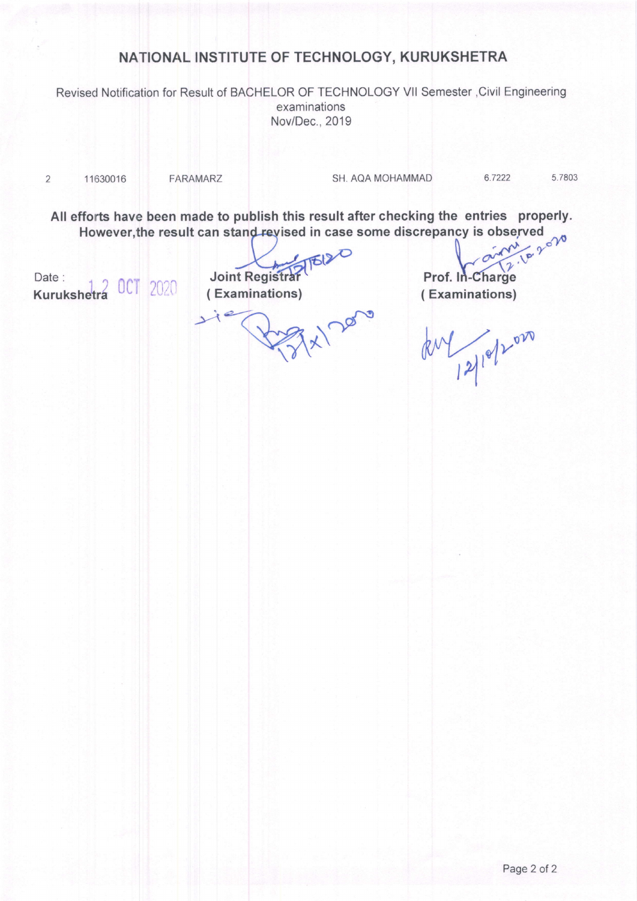# NATIONAL INSTITUTE OF TECHNOLOGY, KURUKSHETRA

Revised Notification for Result of BACHELOR OF TECHNOLOGY VII Semester ,Civil Engineering examinations
Nov/Dec., 2019

| | | | | | |
|---|---|---|---|---|---|
| 2 | 11630016 | FARAMARZ | SH. AQA MOHAMMAD | 6.7222 | 5.7803 |

**All efforts have been made to publish this result after checking the entries properly. However,the result can stand revised in case some discrepancy is observed**

Date : 12 OCT 2020
**Kurukshetra**

**Joint Registrar**
**( Examinations)**

**Prof. In-Charge**
**( Examinations)**